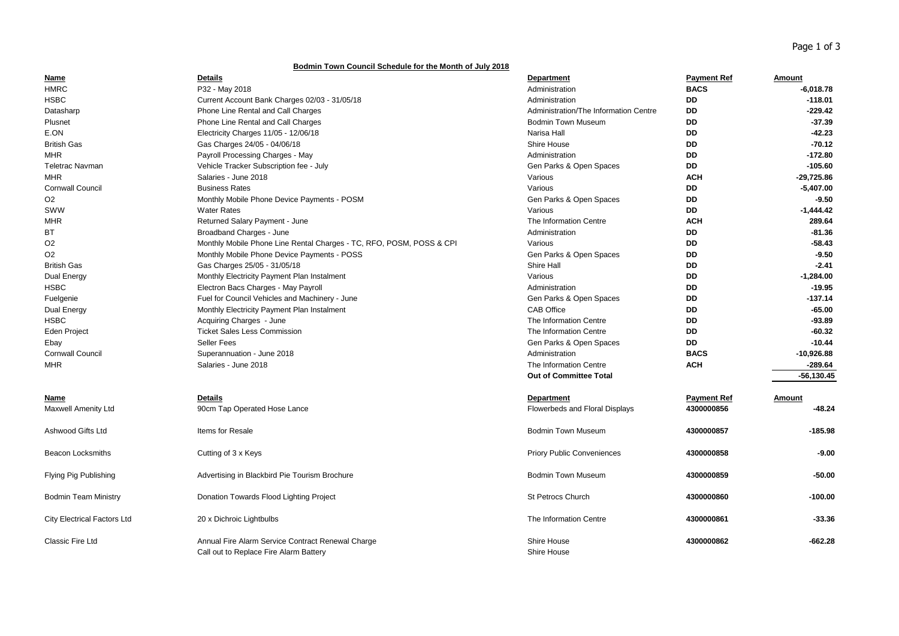**Bodmin Town Council Schedule for the Month of July 2018**

| Name | Details | Department | Payment Ref | Amount |
|---|---|---|---|---|
| HMRC | P32 - May 2018 | Administration | **BACS** | **-6,018.78** |
| HSBC | Current Account Bank Charges 02/03 - 31/05/18 | Administration | **DD** | **-118.01** |
| Datasharp | Phone Line Rental and Call Charges | Administration/The Information Centre | **DD** | **-229.42** |
| Plusnet | Phone Line Rental and Call Charges | Bodmin Town Museum | **DD** | **-37.39** |
| E.ON | Electricity Charges 11/05 - 12/06/18 | Narisa Hall | **DD** | **-42.23** |
| British Gas | Gas Charges 24/05 - 04/06/18 | Shire House | **DD** | **-70.12** |
| MHR | Payroll Processing Charges - May | Administration | **DD** | **-172.80** |
| Teletrac Navman | Vehicle Tracker Subscription fee - July | Gen Parks & Open Spaces | **DD** | **-105.60** |
| MHR | Salaries - June 2018 | Various | **ACH** | **-29,725.86** |
| Cornwall Council | Business Rates | Various | **DD** | **-5,407.00** |
| O2 | Monthly Mobile Phone Device Payments - POSM | Gen Parks & Open Spaces | **DD** | **-9.50** |
| SWW | Water Rates | Various | **DD** | **-1,444.42** |
| MHR | Returned Salary Payment - June | The Information Centre | **ACH** | **289.64** |
| BT | Broadband Charges - June | Administration | **DD** | **-81.36** |
| O2 | Monthly Mobile Phone Line Rental Charges - TC, RFO, POSM, POSS & CPI | Various | **DD** | **-58.43** |
| O2 | Monthly Mobile Phone Device Payments - POSS | Gen Parks & Open Spaces | **DD** | **-9.50** |
| British Gas | Gas Charges 25/05 - 31/05/18 | Shire Hall | **DD** | **-2.41** |
| Dual Energy | Monthly Electricity Payment Plan Instalment | Various | **DD** | **-1,284.00** |
| HSBC | Electron Bacs Charges - May Payroll | Administration | **DD** | **-19.95** |
| Fuelgenie | Fuel for Council Vehicles and Machinery - June | Gen Parks & Open Spaces | **DD** | **-137.14** |
| Dual Energy | Monthly Electricity Payment Plan Instalment | CAB Office | **DD** | **-65.00** |
| HSBC | Acquiring Charges - June | The Information Centre | **DD** | **-93.89** |
| Eden Project | Ticket Sales Less Commission | The Information Centre | **DD** | **-60.32** |
| Ebay | Seller Fees | Gen Parks & Open Spaces | **DD** | **-10.44** |
| Cornwall Council | Superannuation - June 2018 | Administration | **BACS** | **-10,926.88** |
| MHR | Salaries - June 2018 | The Information Centre | **ACH** | **-289.64** |
| | | **Out of Committee Total** | | **-56,130.45** |

| Name | Details | Department | Payment Ref | Amount |
|---|---|---|---|---|
| Maxwell Amenity Ltd | 90cm Tap Operated Hose Lance | Flowerbeds and Floral Displays | **4300000856** | **-48.24** |
| Ashwood Gifts Ltd | Items for Resale | Bodmin Town Museum | **4300000857** | **-185.98** |
| Beacon Locksmiths | Cutting of 3 x Keys | Priory Public Conveniences | **4300000858** | **-9.00** |
| Flying Pig Publishing | Advertising in Blackbird Pie Tourism Brochure | Bodmin Town Museum | **4300000859** | **-50.00** |
| Bodmin Team Ministry | Donation Towards Flood Lighting Project | St Petrocs Church | **4300000860** | **-100.00** |
| City Electrical Factors Ltd | 20 x Dichroic Lightbulbs | The Information Centre | **4300000861** | **-33.36** |
| Classic Fire Ltd | Annual Fire Alarm Service Contract Renewal Charge | Shire House | **4300000862** | **-662.28** |
| | Call out to Replace Fire Alarm Battery | Shire House | | |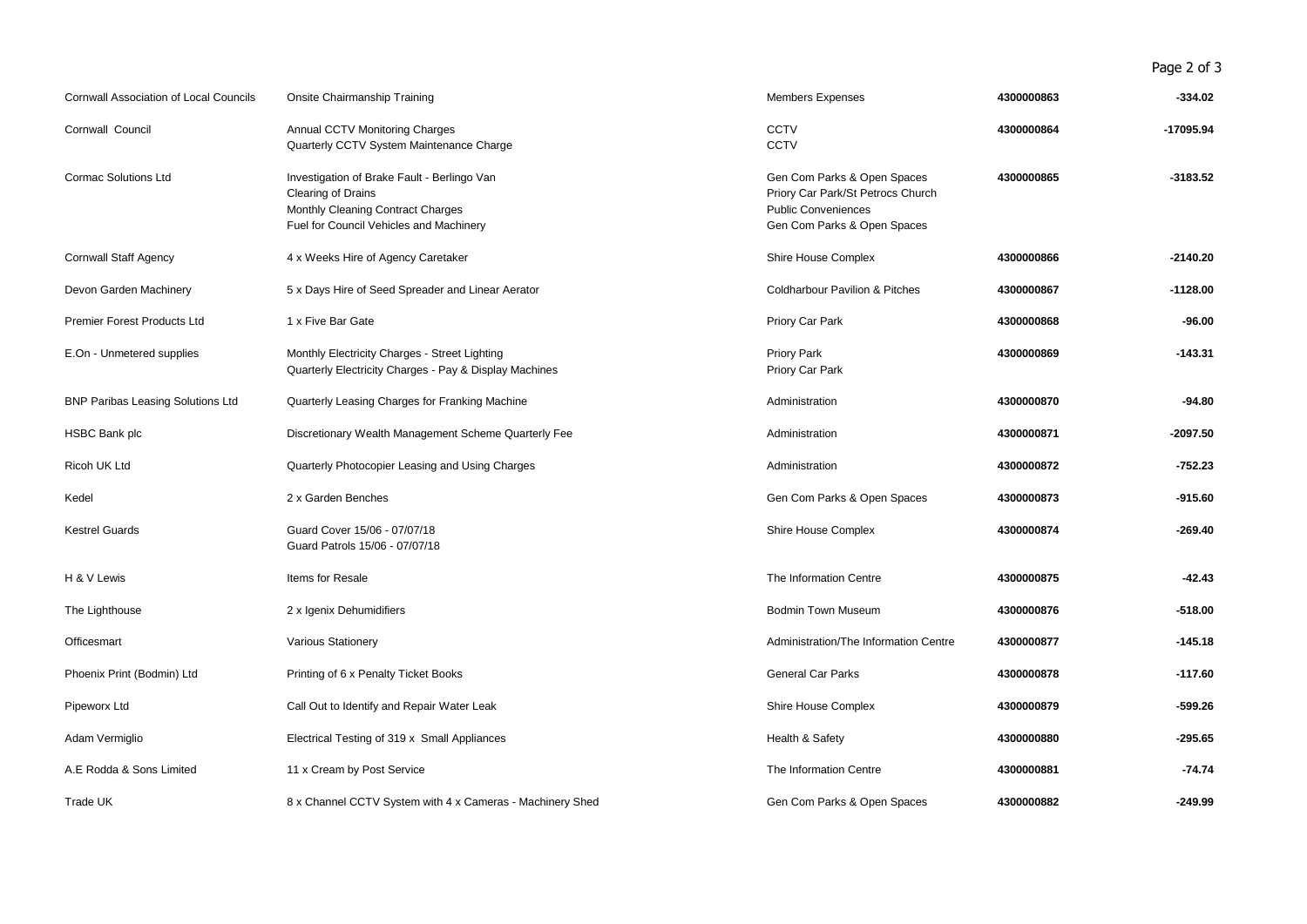| | | | | |
|---|---|---|---|---|
| Cornwall Association of Local Councils | Onsite Chairmanship Training | Members Expenses | **4300000863** | **-334.02** |
| Cornwall Council | Annual CCTV Monitoring Charges<br>Quarterly CCTV System Maintenance Charge | CCTV<br>CCTV | **4300000864** | **-17095.94** |
| Cormac Solutions Ltd | Investigation of Brake Fault - Berlingo Van<br>Clearing of Drains<br>Monthly Cleaning Contract Charges<br>Fuel for Council Vehicles and Machinery | Gen Com Parks & Open Spaces<br>Priory Car Park/St Petrocs Church<br>Public Conveniences<br>Gen Com Parks & Open Spaces | **4300000865** | **-3183.52** |
| Cornwall Staff Agency | 4 x Weeks Hire of Agency Caretaker | Shire House Complex | **4300000866** | **-2140.20** |
| Devon Garden Machinery | 5 x Days Hire of Seed Spreader and Linear Aerator | Coldharbour Pavilion & Pitches | **4300000867** | **-1128.00** |
| Premier Forest Products Ltd | 1 x Five Bar Gate | Priory Car Park | **4300000868** | **-96.00** |
| E.On - Unmetered supplies | Monthly Electricity Charges - Street Lighting<br>Quarterly Electricity Charges - Pay & Display Machines | Priory Park<br>Priory Car Park | **4300000869** | **-143.31** |
| BNP Paribas Leasing Solutions Ltd | Quarterly Leasing Charges for Franking Machine | Administration | **4300000870** | **-94.80** |
| HSBC Bank plc | Discretionary Wealth Management Scheme Quarterly Fee | Administration | **4300000871** | **-2097.50** |
| Ricoh UK Ltd | Quarterly Photocopier Leasing and Using Charges | Administration | **4300000872** | **-752.23** |
| Kedel | 2 x Garden Benches | Gen Com Parks & Open Spaces | **4300000873** | **-915.60** |
| Kestrel Guards | Guard Cover 15/06 - 07/07/18<br>Guard Patrols 15/06 - 07/07/18 | Shire House Complex | **4300000874** | **-269.40** |
| H & V Lewis | Items for Resale | The Information Centre | **4300000875** | **-42.43** |
| The Lighthouse | 2 x Igenix Dehumidifiers | Bodmin Town Museum | **4300000876** | **-518.00** |
| Officesmart | Various Stationery | Administration/The Information Centre | **4300000877** | **-145.18** |
| Phoenix Print (Bodmin) Ltd | Printing of 6 x Penalty Ticket Books | General Car Parks | **4300000878** | **-117.60** |
| Pipeworx Ltd | Call Out to Identify and Repair Water Leak | Shire House Complex | **4300000879** | **-599.26** |
| Adam Vermiglio | Electrical Testing of 319 x Small Appliances | Health & Safety | **4300000880** | **-295.65** |
| A.E Rodda & Sons Limited | 11 x Cream by Post Service | The Information Centre | **4300000881** | **-74.74** |
| Trade UK | 8 x Channel CCTV System with 4 x Cameras - Machinery Shed | Gen Com Parks & Open Spaces | **4300000882** | **-249.99** |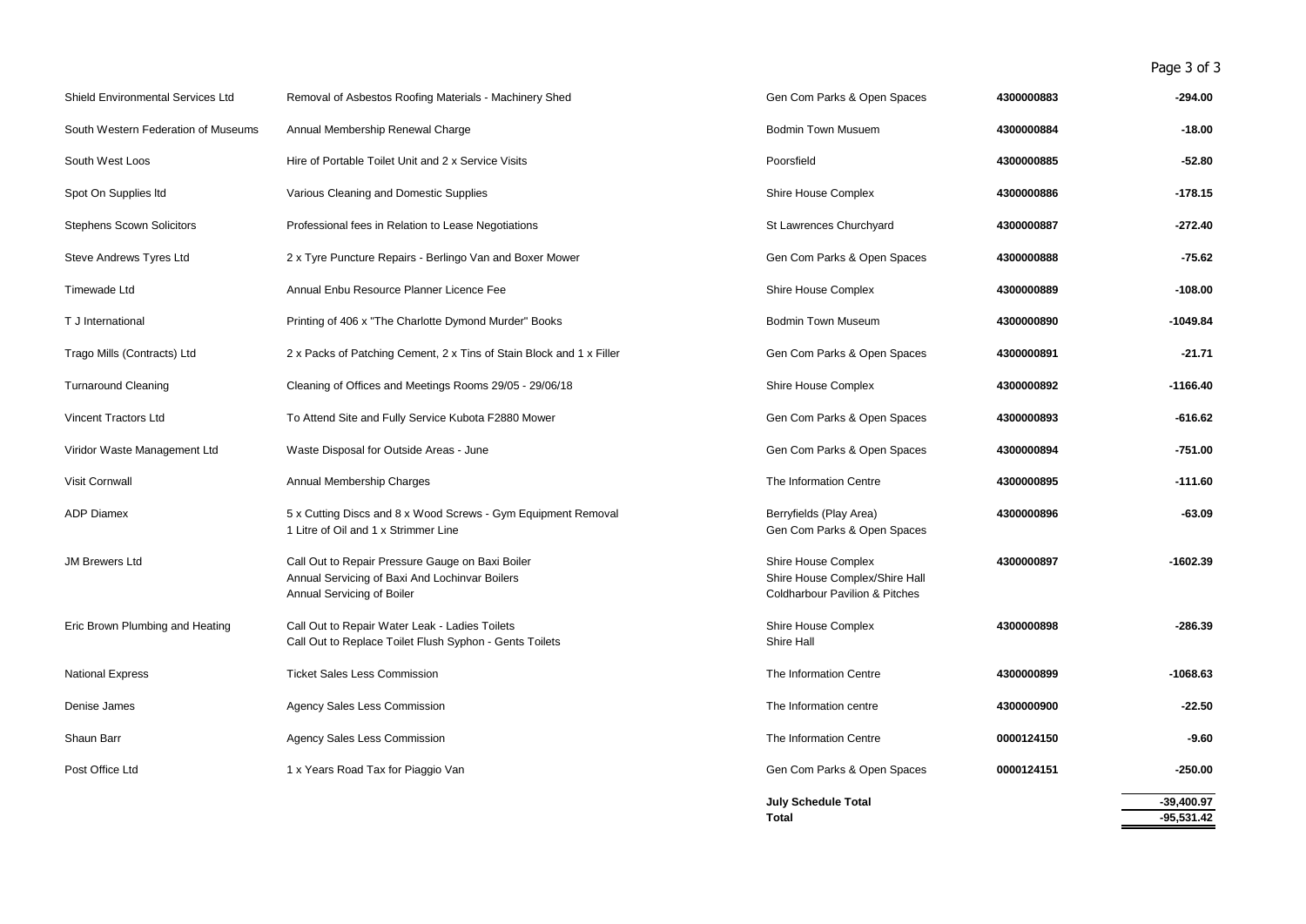| | | | | |
|---|---|---|---|---|
| Shield Environmental Services Ltd | Removal of Asbestos Roofing Materials - Machinery Shed | Gen Com Parks & Open Spaces | **4300000883** | **-294.00** |
| South Western Federation of Museums | Annual Membership Renewal Charge | Bodmin Town Musuem | **4300000884** | **-18.00** |
| South West Loos | Hire of Portable Toilet Unit and 2 x Service Visits | Poorsfield | **4300000885** | **-52.80** |
| Spot On Supplies ltd | Various Cleaning and Domestic Supplies | Shire House Complex | **4300000886** | **-178.15** |
| Stephens Scown Solicitors | Professional fees in Relation to Lease Negotiations | St Lawrences Churchyard | **4300000887** | **-272.40** |
| Steve Andrews Tyres Ltd | 2 x Tyre Puncture Repairs - Berlingo Van and Boxer Mower | Gen Com Parks & Open Spaces | **4300000888** | **-75.62** |
| Timewade Ltd | Annual Enbu Resource Planner Licence Fee | Shire House Complex | **4300000889** | **-108.00** |
| T J International | Printing of 406 x "The Charlotte Dymond Murder" Books | Bodmin Town Museum | **4300000890** | **-1049.84** |
| Trago Mills (Contracts) Ltd | 2 x Packs of Patching Cement, 2 x Tins of Stain Block and 1 x Filler | Gen Com Parks & Open Spaces | **4300000891** | **-21.71** |
| Turnaround Cleaning | Cleaning of Offices and Meetings Rooms 29/05 - 29/06/18 | Shire House Complex | **4300000892** | **-1166.40** |
| Vincent Tractors Ltd | To Attend Site and Fully Service Kubota F2880 Mower | Gen Com Parks & Open Spaces | **4300000893** | **-616.62** |
| Viridor Waste Management Ltd | Waste Disposal for Outside Areas - June | Gen Com Parks & Open Spaces | **4300000894** | **-751.00** |
| Visit Cornwall | Annual Membership Charges | The Information Centre | **4300000895** | **-111.60** |
| ADP Diamex | 5 x Cutting Discs and 8 x Wood Screws - Gym Equipment Removal<br>1 Litre of Oil and 1 x Strimmer Line | Berryfields (Play Area)<br>Gen Com Parks & Open Spaces | **4300000896** | **-63.09** |
| JM Brewers Ltd | Call Out to Repair Pressure Gauge on Baxi Boiler<br>Annual Servicing of Baxi And Lochinvar Boilers<br>Annual Servicing of Boiler | Shire House Complex<br>Shire House Complex/Shire Hall<br>Coldharbour Pavilion & Pitches | **4300000897** | **-1602.39** |
| Eric Brown Plumbing and Heating | Call Out to Repair Water Leak - Ladies Toilets<br>Call Out to Replace Toilet Flush Syphon - Gents Toilets | Shire House Complex<br>Shire Hall | **4300000898** | **-286.39** |
| National Express | Ticket Sales Less Commission | The Information Centre | **4300000899** | **-1068.63** |
| Denise James | Agency Sales Less Commission | The Information centre | **4300000900** | **-22.50** |
| Shaun Barr | Agency Sales Less Commission | The Information Centre | **0000124150** | **-9.60** |
| Post Office Ltd | 1 x Years Road Tax for Piaggio Van | Gen Com Parks & Open Spaces | **0000124151** | **-250.00** |
| | | **July Schedule Total** | | **-39,400.97** |
| | | **Total** | | **-95,531.42** |